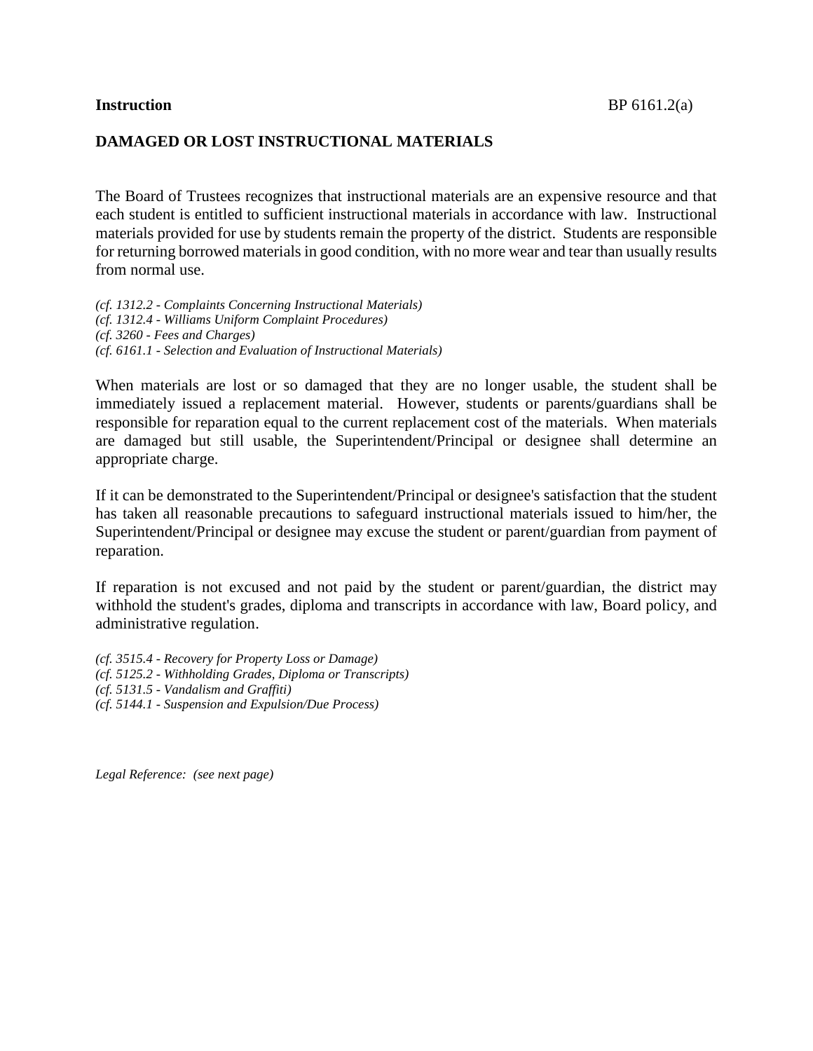**Instruction** BP 6161.2(a)

## DAMAGED OR LOST INSTRUCTIONAL MATERIALS

The Board of Trustees recognizes that instructional materials are an expensive resource and that each student is entitled to sufficient instructional materials in accordance with law. Instructional materials provided for use by students remain the property of the district. Students are responsible for returning borrowed materials in good condition, with no more wear and tear than usually results from normal use.

*(cf. 1312.2 - Complaints Concerning Instructional Materials)*
*(cf. 1312.4 - Williams Uniform Complaint Procedures)*
*(cf. 3260 - Fees and Charges)*
*(cf. 6161.1 - Selection and Evaluation of Instructional Materials)*

When materials are lost or so damaged that they are no longer usable, the student shall be immediately issued a replacement material. However, students or parents/guardians shall be responsible for reparation equal to the current replacement cost of the materials. When materials are damaged but still usable, the Superintendent/Principal or designee shall determine an appropriate charge.

If it can be demonstrated to the Superintendent/Principal or designee's satisfaction that the student has taken all reasonable precautions to safeguard instructional materials issued to him/her, the Superintendent/Principal or designee may excuse the student or parent/guardian from payment of reparation.

If reparation is not excused and not paid by the student or parent/guardian, the district may withhold the student's grades, diploma and transcripts in accordance with law, Board policy, and administrative regulation.

*(cf. 3515.4 - Recovery for Property Loss or Damage)*
*(cf. 5125.2 - Withholding Grades, Diploma or Transcripts)*
*(cf. 5131.5 - Vandalism and Graffiti)*
*(cf. 5144.1 - Suspension and Expulsion/Due Process)*

*Legal Reference: (see next page)*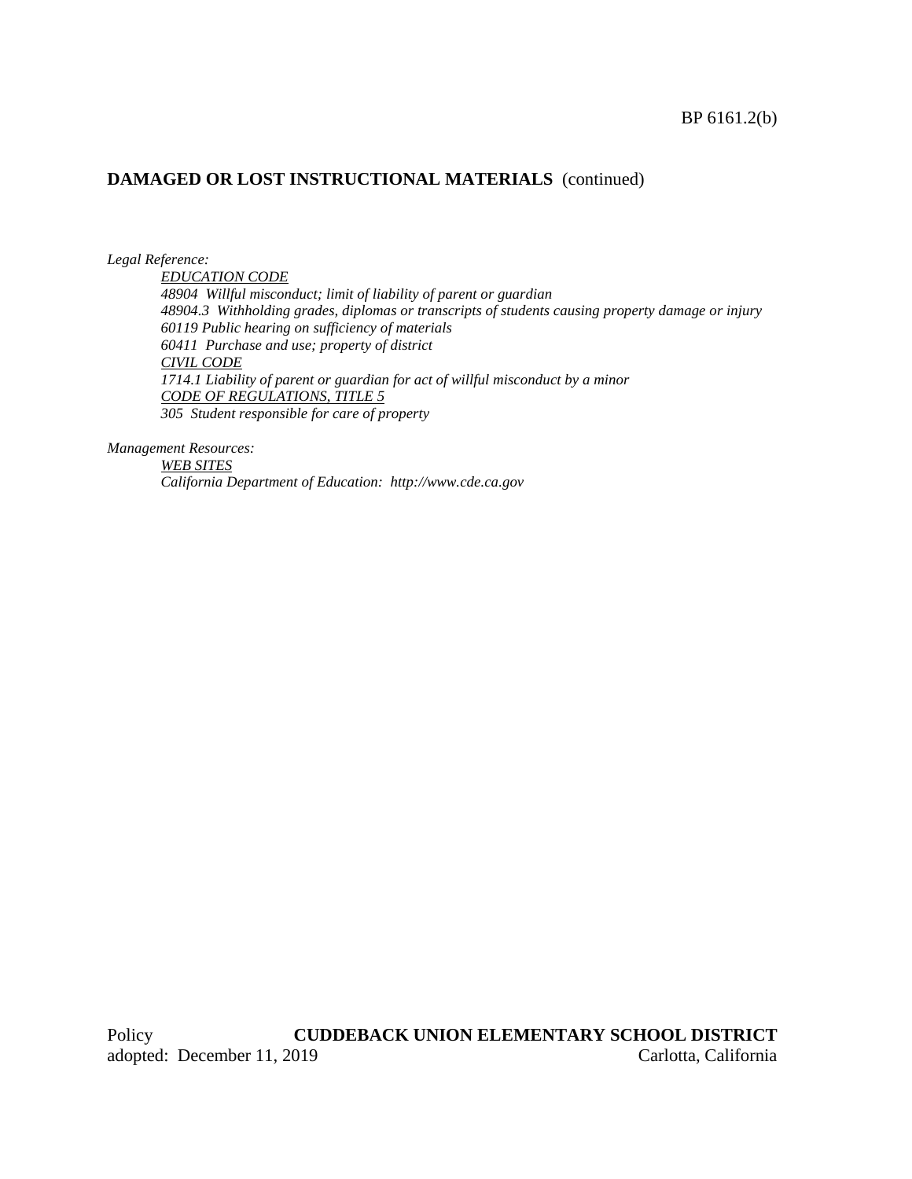**DAMAGED OR LOST INSTRUCTIONAL MATERIALS** (continued)

*Legal Reference:*

*EDUCATION CODE*

*48904 Willful misconduct; limit of liability of parent or guardian*

*48904.3 Withholding grades, diplomas or transcripts of students causing property damage or injury*

*60119 Public hearing on sufficiency of materials*

*60411 Purchase and use; property of district*

*CIVIL CODE*

*1714.1 Liability of parent or guardian for act of willful misconduct by a minor*

*CODE OF REGULATIONS, TITLE 5*

*305 Student responsible for care of property*

*Management Resources:*

*WEB SITES*

*California Department of Education: http://www.cde.ca.gov*

Policy **CUDDEBACK UNION ELEMENTARY SCHOOL DISTRICT**
adopted: December 11, 2019 Carlotta, California